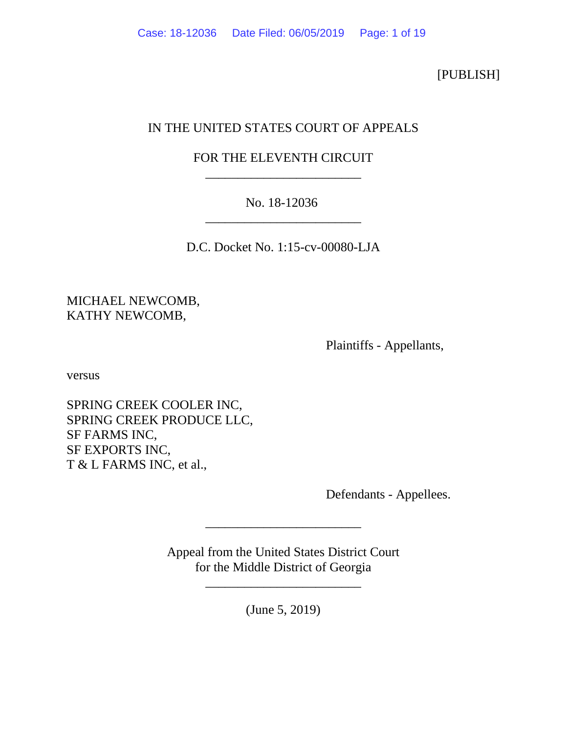[PUBLISH]

IN THE UNITED STATES COURT OF APPEALS

FOR THE ELEVENTH CIRCUIT

---

No. 18-12036

---

D.C. Docket No. 1:15-cv-00080-LJA

MICHAEL NEWCOMB,
KATHY NEWCOMB,

Plaintiffs - Appellants,

versus

SPRING CREEK COOLER INC,
SPRING CREEK PRODUCE LLC,
SF FARMS INC,
SF EXPORTS INC,
T & L FARMS INC, et al.,

Defendants - Appellees.

---

Appeal from the United States District Court
for the Middle District of Georgia

---

(June 5, 2019)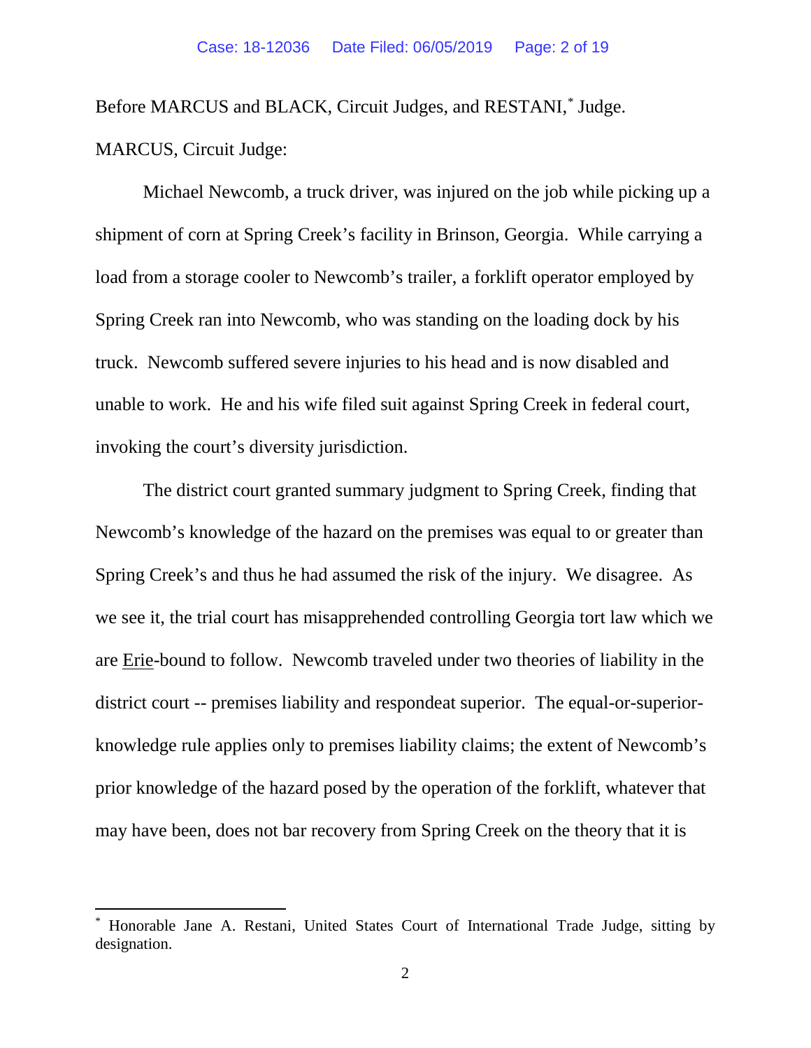Before MARCUS and BLACK, Circuit Judges, and RESTANI,* Judge.

MARCUS, Circuit Judge:

Michael Newcomb, a truck driver, was injured on the job while picking up a shipment of corn at Spring Creek's facility in Brinson, Georgia. While carrying a load from a storage cooler to Newcomb's trailer, a forklift operator employed by Spring Creek ran into Newcomb, who was standing on the loading dock by his truck. Newcomb suffered severe injuries to his head and is now disabled and unable to work. He and his wife filed suit against Spring Creek in federal court, invoking the court's diversity jurisdiction.

The district court granted summary judgment to Spring Creek, finding that Newcomb's knowledge of the hazard on the premises was equal to or greater than Spring Creek's and thus he had assumed the risk of the injury. We disagree. As we see it, the trial court has misapprehended controlling Georgia tort law which we are Erie-bound to follow. Newcomb traveled under two theories of liability in the district court -- premises liability and respondeat superior. The equal-or-superior-knowledge rule applies only to premises liability claims; the extent of Newcomb's prior knowledge of the hazard posed by the operation of the forklift, whatever that may have been, does not bar recovery from Spring Creek on the theory that it is

---

* Honorable Jane A. Restani, United States Court of International Trade Judge, sitting by designation.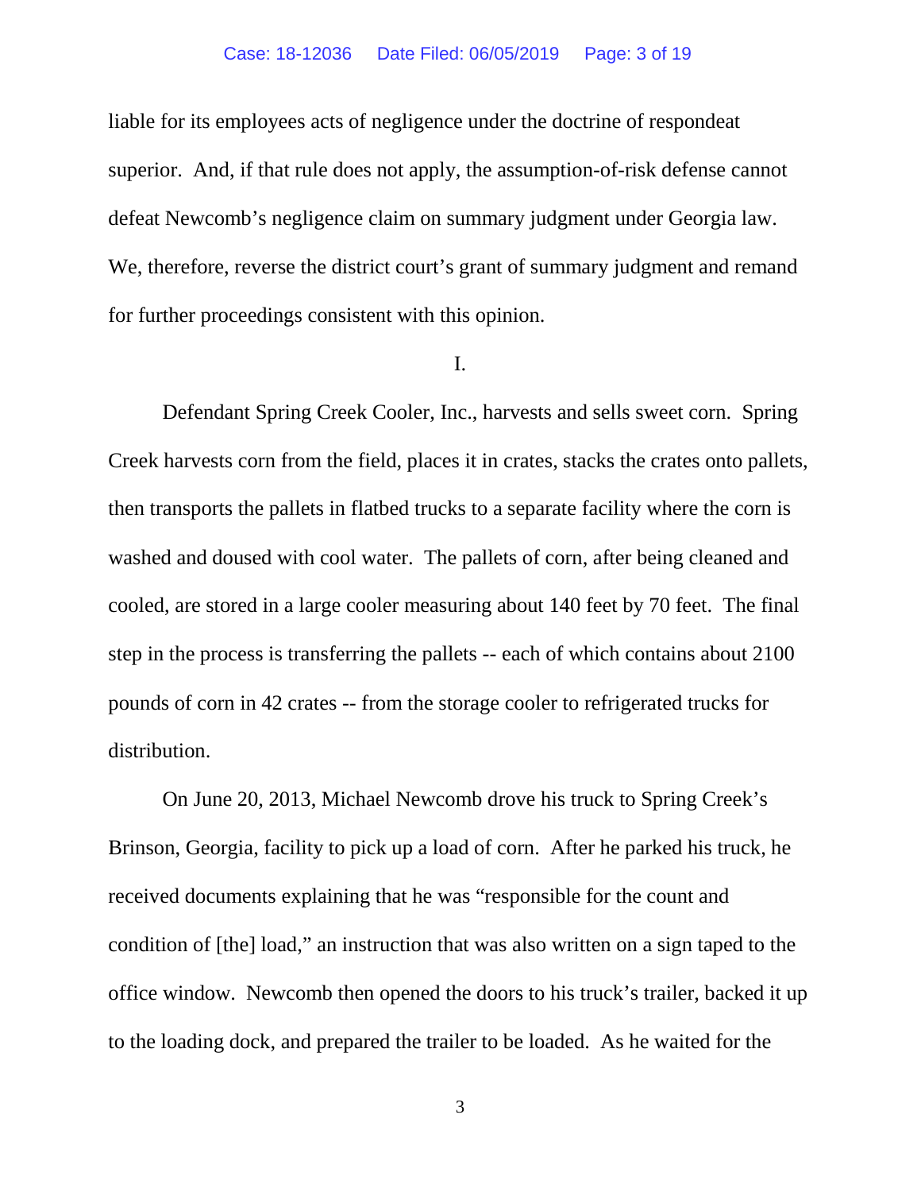liable for its employees acts of negligence under the doctrine of respondeat superior. And, if that rule does not apply, the assumption-of-risk defense cannot defeat Newcomb's negligence claim on summary judgment under Georgia law. We, therefore, reverse the district court's grant of summary judgment and remand for further proceedings consistent with this opinion.

I.

Defendant Spring Creek Cooler, Inc., harvests and sells sweet corn. Spring Creek harvests corn from the field, places it in crates, stacks the crates onto pallets, then transports the pallets in flatbed trucks to a separate facility where the corn is washed and doused with cool water. The pallets of corn, after being cleaned and cooled, are stored in a large cooler measuring about 140 feet by 70 feet. The final step in the process is transferring the pallets -- each of which contains about 2100 pounds of corn in 42 crates -- from the storage cooler to refrigerated trucks for distribution.

On June 20, 2013, Michael Newcomb drove his truck to Spring Creek's Brinson, Georgia, facility to pick up a load of corn. After he parked his truck, he received documents explaining that he was "responsible for the count and condition of [the] load," an instruction that was also written on a sign taped to the office window. Newcomb then opened the doors to his truck's trailer, backed it up to the loading dock, and prepared the trailer to be loaded. As he waited for the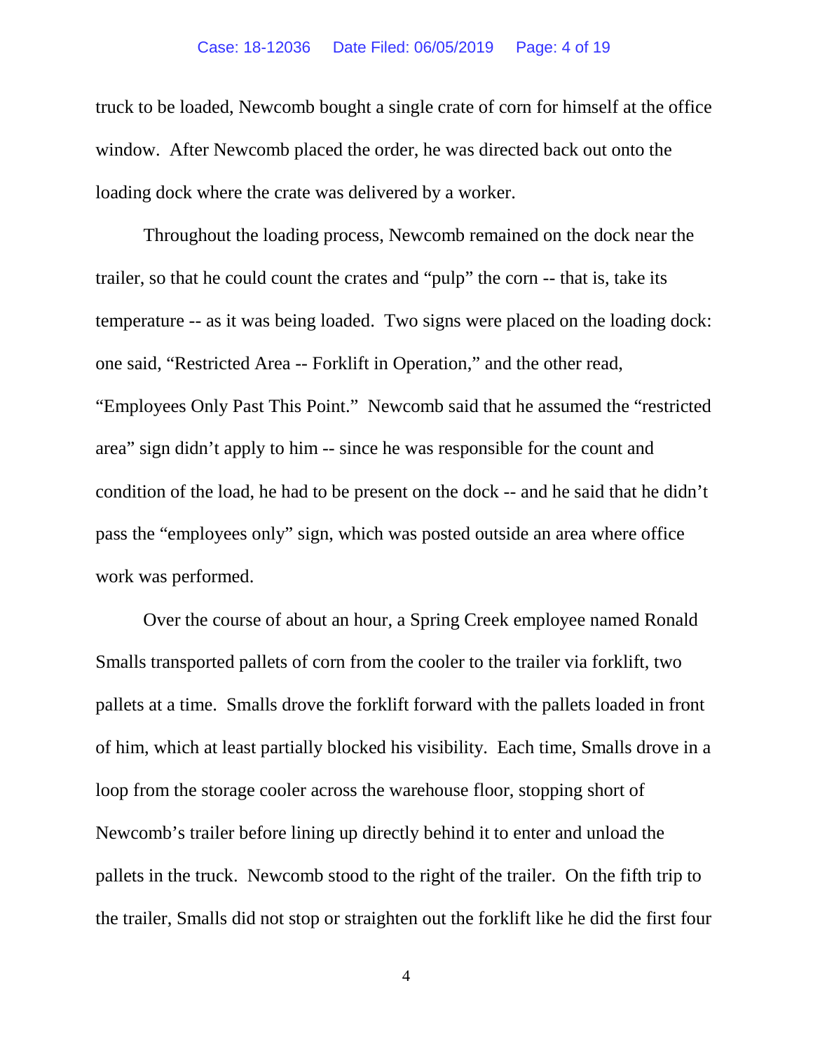truck to be loaded, Newcomb bought a single crate of corn for himself at the office window. After Newcomb placed the order, he was directed back out onto the loading dock where the crate was delivered by a worker.

Throughout the loading process, Newcomb remained on the dock near the trailer, so that he could count the crates and "pulp" the corn -- that is, take its temperature -- as it was being loaded. Two signs were placed on the loading dock: one said, "Restricted Area -- Forklift in Operation," and the other read, "Employees Only Past This Point." Newcomb said that he assumed the "restricted area" sign didn't apply to him -- since he was responsible for the count and condition of the load, he had to be present on the dock -- and he said that he didn't pass the "employees only" sign, which was posted outside an area where office work was performed.

Over the course of about an hour, a Spring Creek employee named Ronald Smalls transported pallets of corn from the cooler to the trailer via forklift, two pallets at a time. Smalls drove the forklift forward with the pallets loaded in front of him, which at least partially blocked his visibility. Each time, Smalls drove in a loop from the storage cooler across the warehouse floor, stopping short of Newcomb's trailer before lining up directly behind it to enter and unload the pallets in the truck. Newcomb stood to the right of the trailer. On the fifth trip to the trailer, Smalls did not stop or straighten out the forklift like he did the first four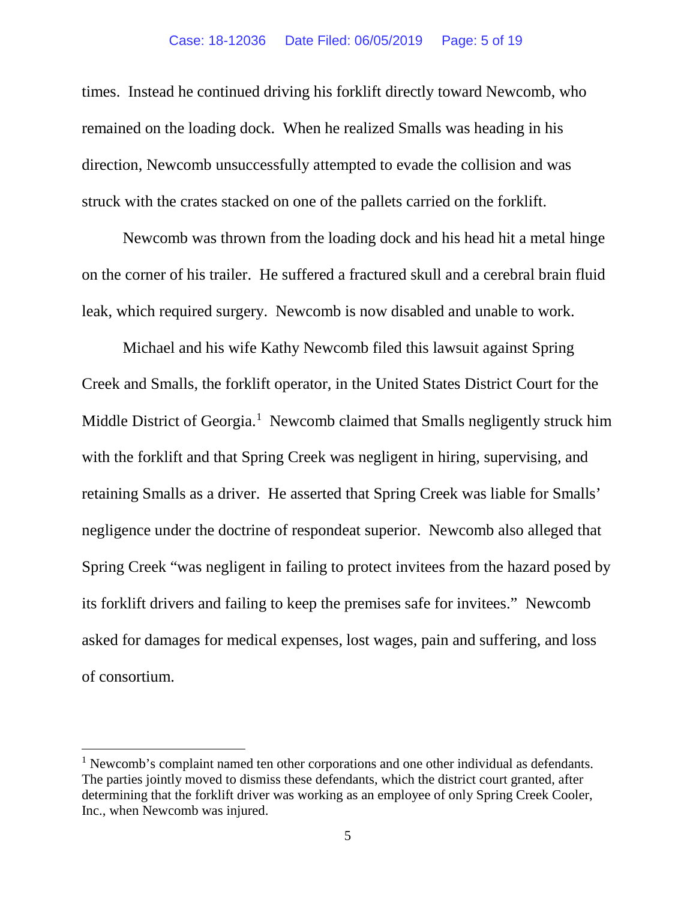times. Instead he continued driving his forklift directly toward Newcomb, who remained on the loading dock. When he realized Smalls was heading in his direction, Newcomb unsuccessfully attempted to evade the collision and was struck with the crates stacked on one of the pallets carried on the forklift.

Newcomb was thrown from the loading dock and his head hit a metal hinge on the corner of his trailer. He suffered a fractured skull and a cerebral brain fluid leak, which required surgery. Newcomb is now disabled and unable to work.

Michael and his wife Kathy Newcomb filed this lawsuit against Spring Creek and Smalls, the forklift operator, in the United States District Court for the Middle District of Georgia.[1] Newcomb claimed that Smalls negligently struck him with the forklift and that Spring Creek was negligent in hiring, supervising, and retaining Smalls as a driver. He asserted that Spring Creek was liable for Smalls' negligence under the doctrine of respondeat superior. Newcomb also alleged that Spring Creek "was negligent in failing to protect invitees from the hazard posed by its forklift drivers and failing to keep the premises safe for invitees." Newcomb asked for damages for medical expenses, lost wages, pain and suffering, and loss of consortium.

---

[1] Newcomb's complaint named ten other corporations and one other individual as defendants. The parties jointly moved to dismiss these defendants, which the district court granted, after determining that the forklift driver was working as an employee of only Spring Creek Cooler, Inc., when Newcomb was injured.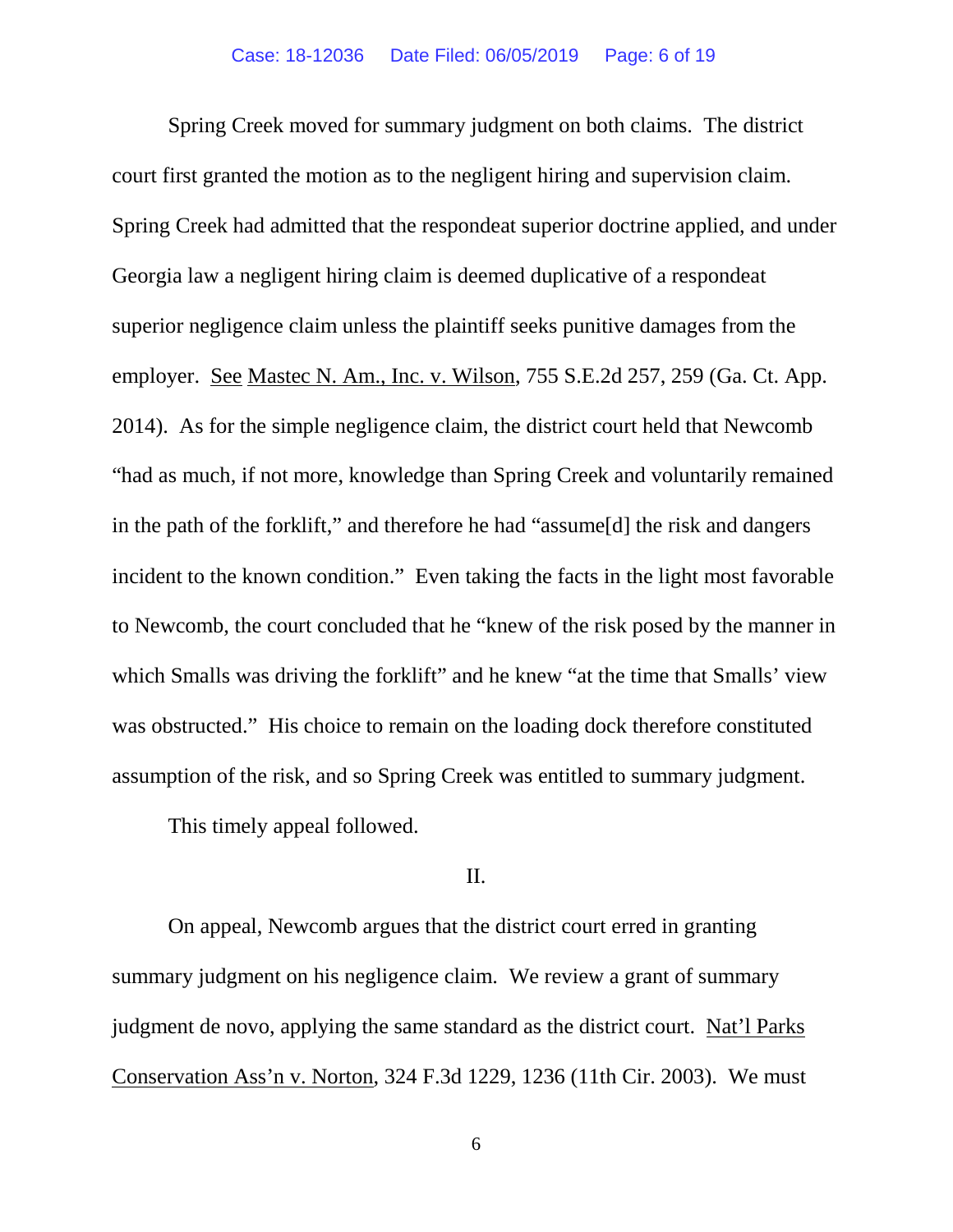Spring Creek moved for summary judgment on both claims. The district court first granted the motion as to the negligent hiring and supervision claim. Spring Creek had admitted that the respondeat superior doctrine applied, and under Georgia law a negligent hiring claim is deemed duplicative of a respondeat superior negligence claim unless the plaintiff seeks punitive damages from the employer. See Mastec N. Am., Inc. v. Wilson, 755 S.E.2d 257, 259 (Ga. Ct. App. 2014). As for the simple negligence claim, the district court held that Newcomb "had as much, if not more, knowledge than Spring Creek and voluntarily remained in the path of the forklift," and therefore he had "assume[d] the risk and dangers incident to the known condition." Even taking the facts in the light most favorable to Newcomb, the court concluded that he "knew of the risk posed by the manner in which Smalls was driving the forklift" and he knew "at the time that Smalls' view was obstructed." His choice to remain on the loading dock therefore constituted assumption of the risk, and so Spring Creek was entitled to summary judgment.

This timely appeal followed.

## II.

On appeal, Newcomb argues that the district court erred in granting summary judgment on his negligence claim. We review a grant of summary judgment de novo, applying the same standard as the district court. Nat'l Parks Conservation Ass'n v. Norton, 324 F.3d 1229, 1236 (11th Cir. 2003). We must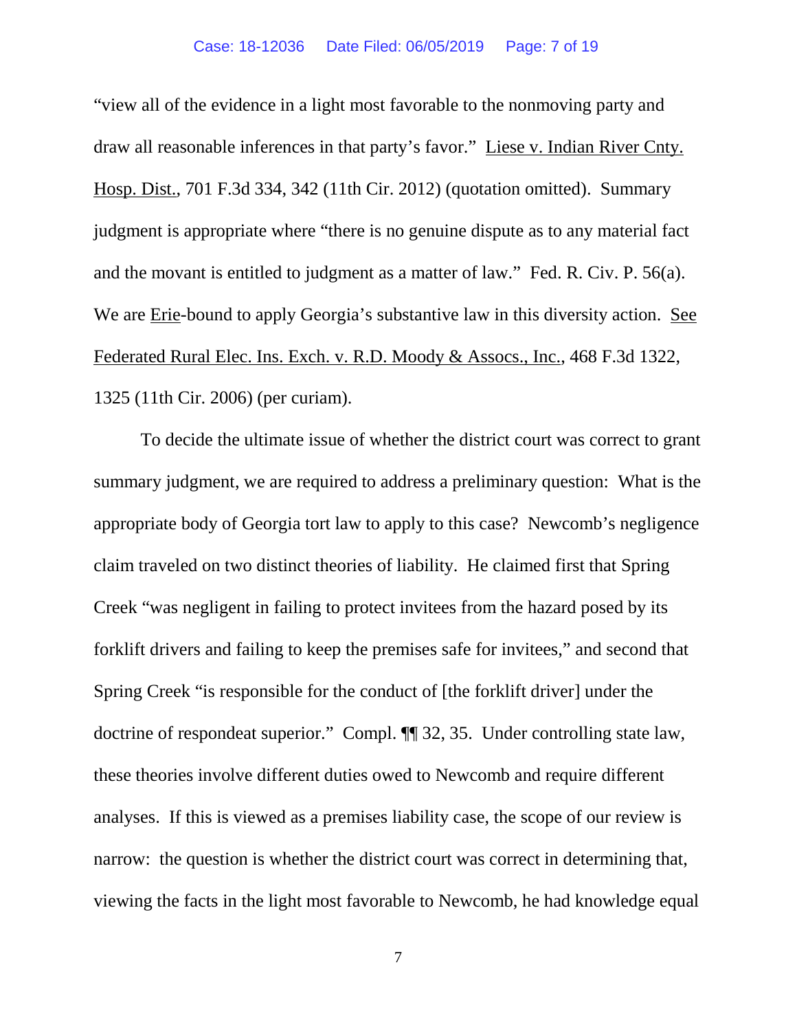"view all of the evidence in a light most favorable to the nonmoving party and draw all reasonable inferences in that party's favor." Liese v. Indian River Cnty. Hosp. Dist., 701 F.3d 334, 342 (11th Cir. 2012) (quotation omitted). Summary judgment is appropriate where "there is no genuine dispute as to any material fact and the movant is entitled to judgment as a matter of law." Fed. R. Civ. P. 56(a). We are Erie-bound to apply Georgia's substantive law in this diversity action. See Federated Rural Elec. Ins. Exch. v. R.D. Moody & Assocs., Inc., 468 F.3d 1322, 1325 (11th Cir. 2006) (per curiam).

To decide the ultimate issue of whether the district court was correct to grant summary judgment, we are required to address a preliminary question: What is the appropriate body of Georgia tort law to apply to this case? Newcomb's negligence claim traveled on two distinct theories of liability. He claimed first that Spring Creek "was negligent in failing to protect invitees from the hazard posed by its forklift drivers and failing to keep the premises safe for invitees," and second that Spring Creek "is responsible for the conduct of [the forklift driver] under the doctrine of respondeat superior." Compl. ¶¶ 32, 35. Under controlling state law, these theories involve different duties owed to Newcomb and require different analyses. If this is viewed as a premises liability case, the scope of our review is narrow: the question is whether the district court was correct in determining that, viewing the facts in the light most favorable to Newcomb, he had knowledge equal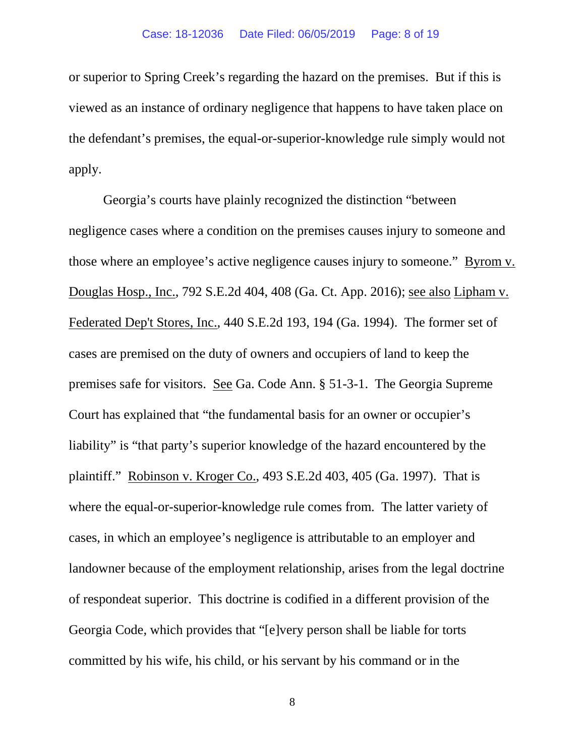or superior to Spring Creek's regarding the hazard on the premises. But if this is viewed as an instance of ordinary negligence that happens to have taken place on the defendant's premises, the equal-or-superior-knowledge rule simply would not apply.

Georgia's courts have plainly recognized the distinction "between negligence cases where a condition on the premises causes injury to someone and those where an employee's active negligence causes injury to someone." Byrom v. Douglas Hosp., Inc., 792 S.E.2d 404, 408 (Ga. Ct. App. 2016); see also Lipham v. Federated Dep't Stores, Inc., 440 S.E.2d 193, 194 (Ga. 1994). The former set of cases are premised on the duty of owners and occupiers of land to keep the premises safe for visitors. See Ga. Code Ann. § 51-3-1. The Georgia Supreme Court has explained that "the fundamental basis for an owner or occupier's liability" is "that party's superior knowledge of the hazard encountered by the plaintiff." Robinson v. Kroger Co., 493 S.E.2d 403, 405 (Ga. 1997). That is where the equal-or-superior-knowledge rule comes from. The latter variety of cases, in which an employee's negligence is attributable to an employer and landowner because of the employment relationship, arises from the legal doctrine of respondeat superior. This doctrine is codified in a different provision of the Georgia Code, which provides that "[e]very person shall be liable for torts committed by his wife, his child, or his servant by his command or in the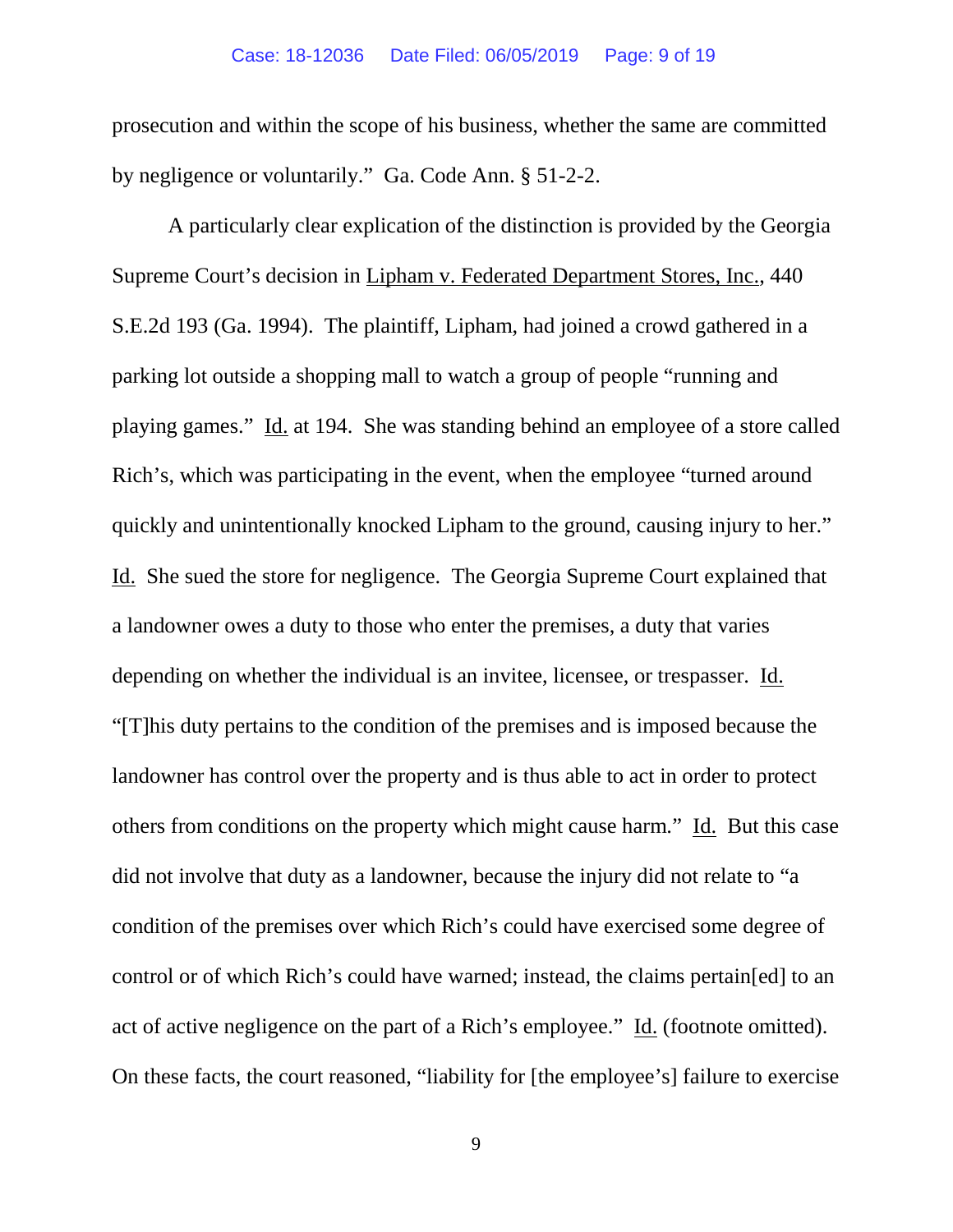prosecution and within the scope of his business, whether the same are committed by negligence or voluntarily." Ga. Code Ann. § 51-2-2.

A particularly clear explication of the distinction is provided by the Georgia Supreme Court's decision in Lipham v. Federated Department Stores, Inc., 440 S.E.2d 193 (Ga. 1994). The plaintiff, Lipham, had joined a crowd gathered in a parking lot outside a shopping mall to watch a group of people "running and playing games." Id. at 194. She was standing behind an employee of a store called Rich's, which was participating in the event, when the employee "turned around quickly and unintentionally knocked Lipham to the ground, causing injury to her." Id. She sued the store for negligence. The Georgia Supreme Court explained that a landowner owes a duty to those who enter the premises, a duty that varies depending on whether the individual is an invitee, licensee, or trespasser. Id. "[T]his duty pertains to the condition of the premises and is imposed because the landowner has control over the property and is thus able to act in order to protect others from conditions on the property which might cause harm." Id. But this case did not involve that duty as a landowner, because the injury did not relate to "a condition of the premises over which Rich's could have exercised some degree of control or of which Rich's could have warned; instead, the claims pertain[ed] to an act of active negligence on the part of a Rich's employee." Id. (footnote omitted). On these facts, the court reasoned, "liability for [the employee's] failure to exercise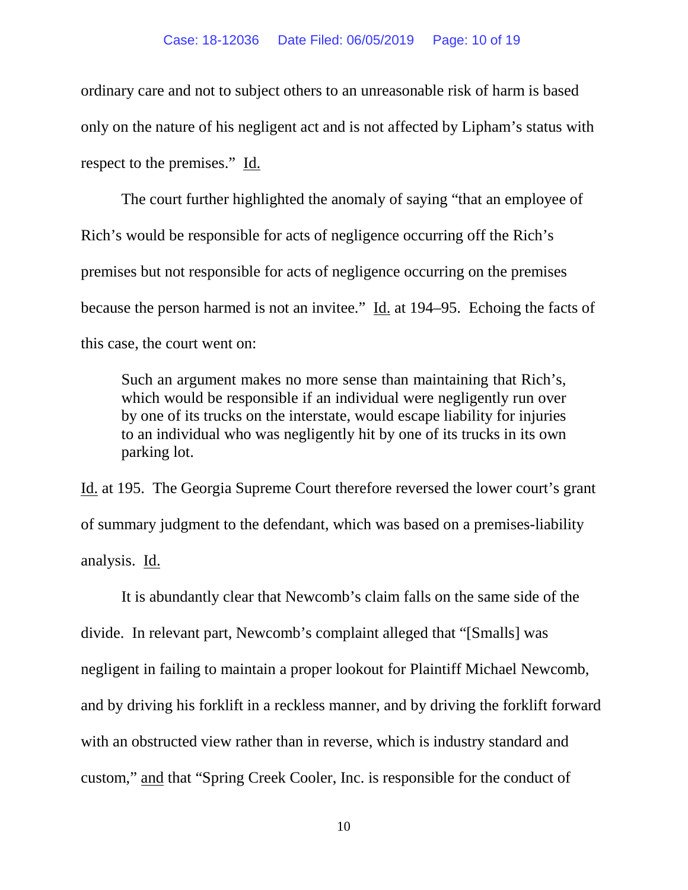ordinary care and not to subject others to an unreasonable risk of harm is based only on the nature of his negligent act and is not affected by Lipham's status with respect to the premises." Id.

The court further highlighted the anomaly of saying "that an employee of Rich's would be responsible for acts of negligence occurring off the Rich's premises but not responsible for acts of negligence occurring on the premises because the person harmed is not an invitee." Id. at 194–95. Echoing the facts of this case, the court went on:

> Such an argument makes no more sense than maintaining that Rich's, which would be responsible if an individual were negligently run over by one of its trucks on the interstate, would escape liability for injuries to an individual who was negligently hit by one of its trucks in its own parking lot.

Id. at 195. The Georgia Supreme Court therefore reversed the lower court's grant of summary judgment to the defendant, which was based on a premises-liability analysis. Id.

It is abundantly clear that Newcomb's claim falls on the same side of the divide. In relevant part, Newcomb's complaint alleged that "[Smalls] was negligent in failing to maintain a proper lookout for Plaintiff Michael Newcomb, and by driving his forklift in a reckless manner, and by driving the forklift forward with an obstructed view rather than in reverse, which is industry standard and custom," and that "Spring Creek Cooler, Inc. is responsible for the conduct of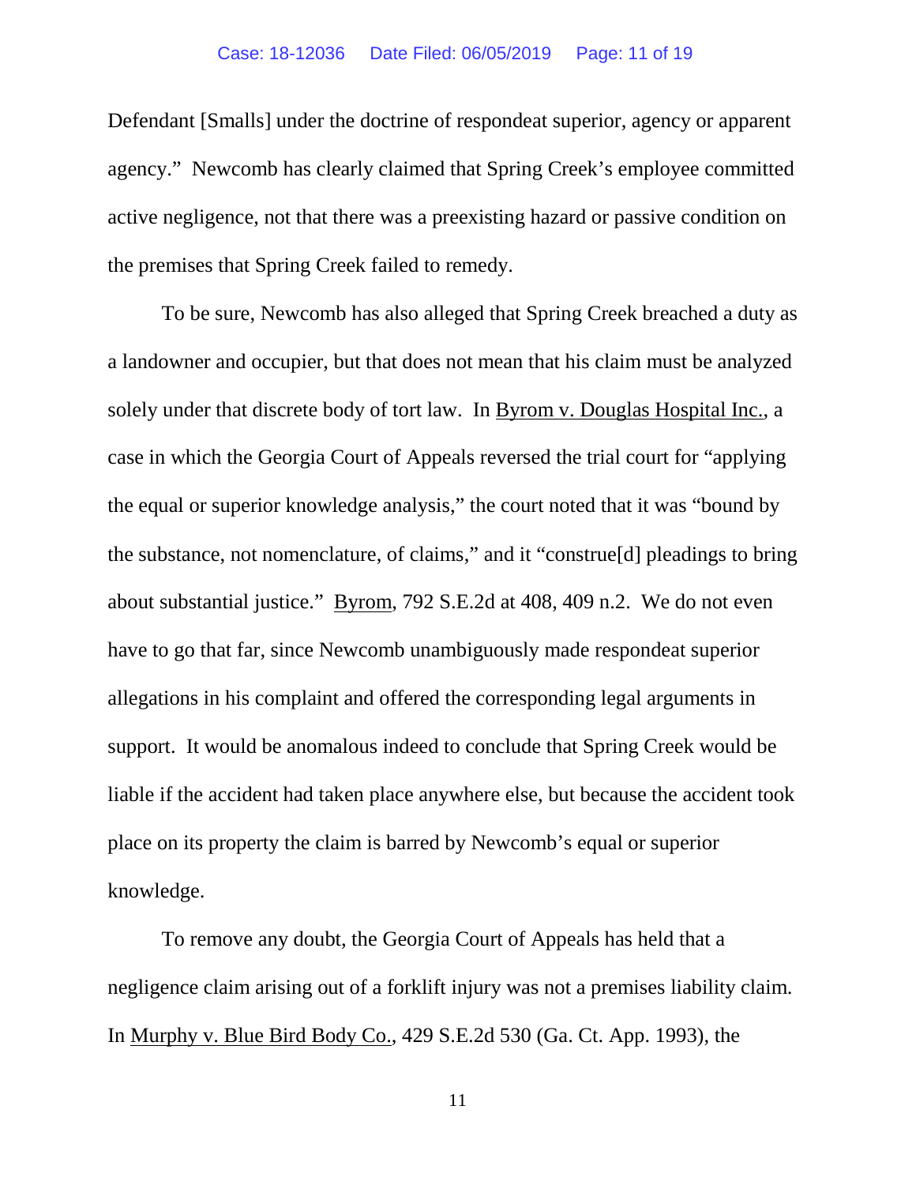Defendant [Smalls] under the doctrine of respondeat superior, agency or apparent agency." Newcomb has clearly claimed that Spring Creek's employee committed active negligence, not that there was a preexisting hazard or passive condition on the premises that Spring Creek failed to remedy.

To be sure, Newcomb has also alleged that Spring Creek breached a duty as a landowner and occupier, but that does not mean that his claim must be analyzed solely under that discrete body of tort law. In Byrom v. Douglas Hospital Inc., a case in which the Georgia Court of Appeals reversed the trial court for "applying the equal or superior knowledge analysis," the court noted that it was "bound by the substance, not nomenclature, of claims," and it "construe[d] pleadings to bring about substantial justice." Byrom, 792 S.E.2d at 408, 409 n.2. We do not even have to go that far, since Newcomb unambiguously made respondeat superior allegations in his complaint and offered the corresponding legal arguments in support. It would be anomalous indeed to conclude that Spring Creek would be liable if the accident had taken place anywhere else, but because the accident took place on its property the claim is barred by Newcomb's equal or superior knowledge.

To remove any doubt, the Georgia Court of Appeals has held that a negligence claim arising out of a forklift injury was not a premises liability claim. In Murphy v. Blue Bird Body Co., 429 S.E.2d 530 (Ga. Ct. App. 1993), the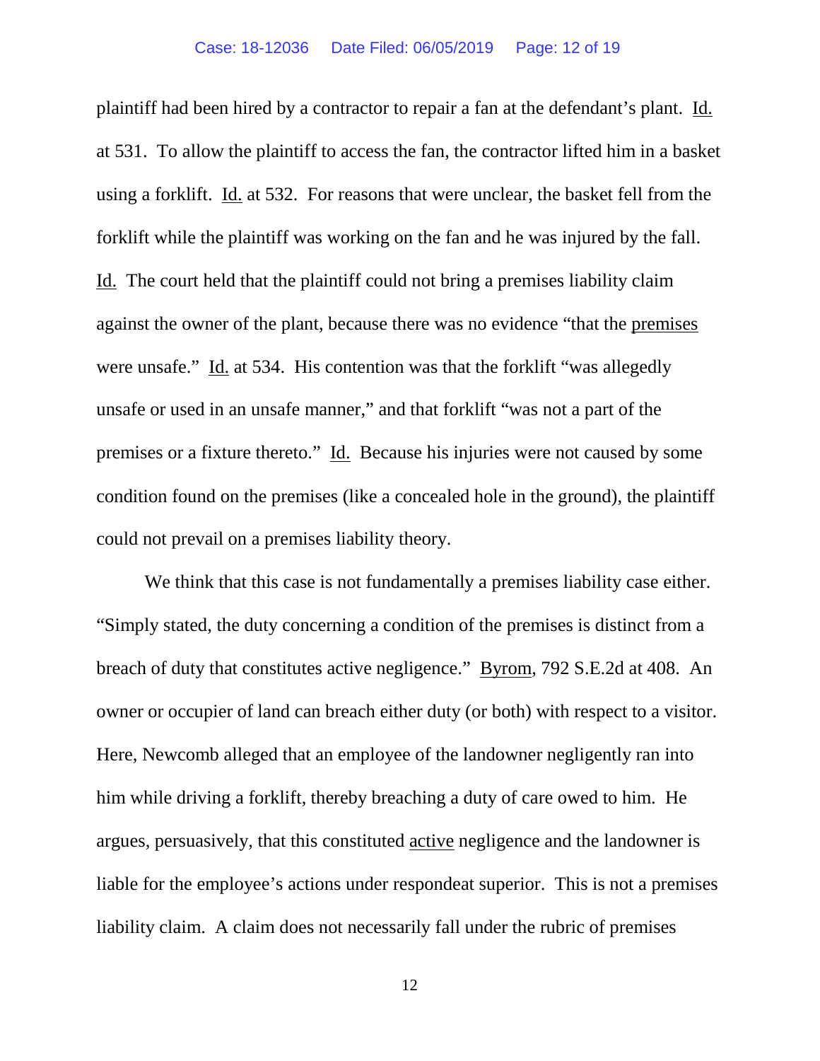plaintiff had been hired by a contractor to repair a fan at the defendant's plant. Id. at 531. To allow the plaintiff to access the fan, the contractor lifted him in a basket using a forklift. Id. at 532. For reasons that were unclear, the basket fell from the forklift while the plaintiff was working on the fan and he was injured by the fall. Id. The court held that the plaintiff could not bring a premises liability claim against the owner of the plant, because there was no evidence "that the premises were unsafe." Id. at 534. His contention was that the forklift "was allegedly unsafe or used in an unsafe manner," and that forklift "was not a part of the premises or a fixture thereto." Id. Because his injuries were not caused by some condition found on the premises (like a concealed hole in the ground), the plaintiff could not prevail on a premises liability theory.

We think that this case is not fundamentally a premises liability case either. "Simply stated, the duty concerning a condition of the premises is distinct from a breach of duty that constitutes active negligence." Byrom, 792 S.E.2d at 408. An owner or occupier of land can breach either duty (or both) with respect to a visitor. Here, Newcomb alleged that an employee of the landowner negligently ran into him while driving a forklift, thereby breaching a duty of care owed to him. He argues, persuasively, that this constituted active negligence and the landowner is liable for the employee's actions under respondeat superior. This is not a premises liability claim. A claim does not necessarily fall under the rubric of premises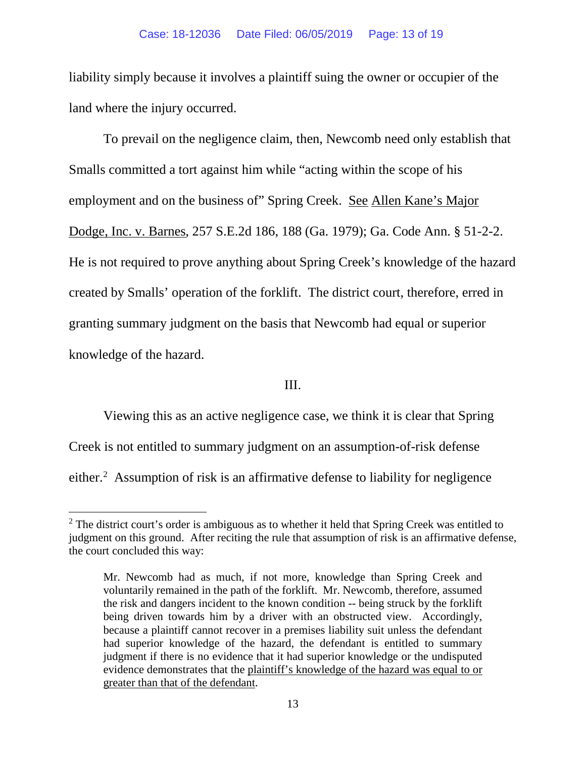liability simply because it involves a plaintiff suing the owner or occupier of the land where the injury occurred.

To prevail on the negligence claim, then, Newcomb need only establish that Smalls committed a tort against him while "acting within the scope of his employment and on the business of" Spring Creek. See Allen Kane's Major Dodge, Inc. v. Barnes, 257 S.E.2d 186, 188 (Ga. 1979); Ga. Code Ann. § 51-2-2. He is not required to prove anything about Spring Creek's knowledge of the hazard created by Smalls' operation of the forklift. The district court, therefore, erred in granting summary judgment on the basis that Newcomb had equal or superior knowledge of the hazard.

## III.

Viewing this as an active negligence case, we think it is clear that Spring Creek is not entitled to summary judgment on an assumption-of-risk defense either.[2] Assumption of risk is an affirmative defense to liability for negligence

---

[2] The district court's order is ambiguous as to whether it held that Spring Creek was entitled to judgment on this ground. After reciting the rule that assumption of risk is an affirmative defense, the court concluded this way:

> Mr. Newcomb had as much, if not more, knowledge than Spring Creek and voluntarily remained in the path of the forklift. Mr. Newcomb, therefore, assumed the risk and dangers incident to the known condition -- being struck by the forklift being driven towards him by a driver with an obstructed view. Accordingly, because a plaintiff cannot recover in a premises liability suit unless the defendant had superior knowledge of the hazard, the defendant is entitled to summary judgment if there is no evidence that it had superior knowledge or the undisputed evidence demonstrates that the plaintiff's knowledge of the hazard was equal to or greater than that of the defendant.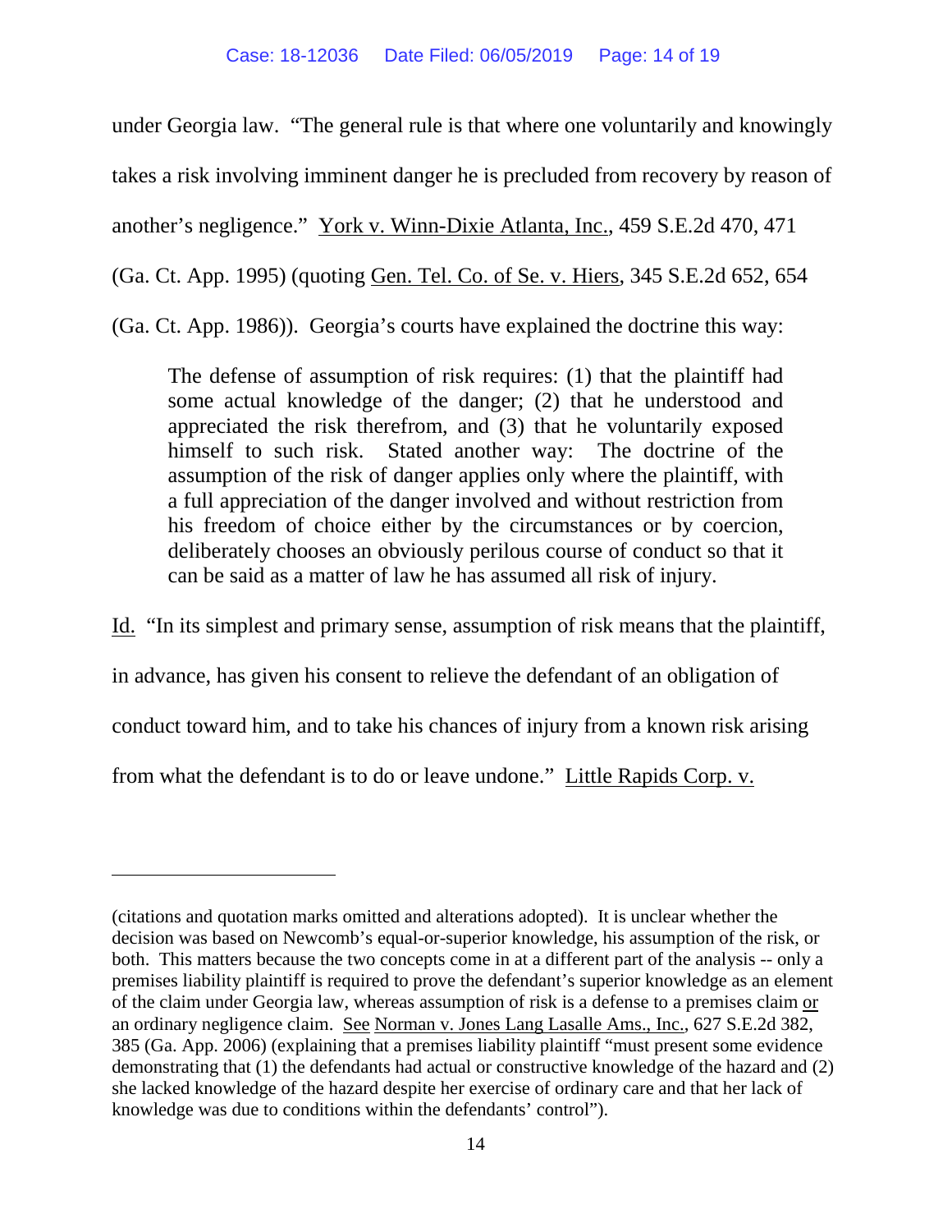under Georgia law. "The general rule is that where one voluntarily and knowingly takes a risk involving imminent danger he is precluded from recovery by reason of another's negligence." York v. Winn-Dixie Atlanta, Inc., 459 S.E.2d 470, 471 (Ga. Ct. App. 1995) (quoting Gen. Tel. Co. of Se. v. Hiers, 345 S.E.2d 652, 654 (Ga. Ct. App. 1986)). Georgia's courts have explained the doctrine this way:

> The defense of assumption of risk requires: (1) that the plaintiff had some actual knowledge of the danger; (2) that he understood and appreciated the risk therefrom, and (3) that he voluntarily exposed himself to such risk. Stated another way: The doctrine of the assumption of the risk of danger applies only where the plaintiff, with a full appreciation of the danger involved and without restriction from his freedom of choice either by the circumstances or by coercion, deliberately chooses an obviously perilous course of conduct so that it can be said as a matter of law he has assumed all risk of injury.

Id. "In its simplest and primary sense, assumption of risk means that the plaintiff, in advance, has given his consent to relieve the defendant of an obligation of conduct toward him, and to take his chances of injury from a known risk arising from what the defendant is to do or leave undone." Little Rapids Corp. v.

---

(citations and quotation marks omitted and alterations adopted). It is unclear whether the decision was based on Newcomb's equal-or-superior knowledge, his assumption of the risk, or both. This matters because the two concepts come in at a different part of the analysis -- only a premises liability plaintiff is required to prove the defendant's superior knowledge as an element of the claim under Georgia law, whereas assumption of risk is a defense to a premises claim or an ordinary negligence claim. See Norman v. Jones Lang Lasalle Ams., Inc., 627 S.E.2d 382, 385 (Ga. App. 2006) (explaining that a premises liability plaintiff "must present some evidence demonstrating that (1) the defendants had actual or constructive knowledge of the hazard and (2) she lacked knowledge of the hazard despite her exercise of ordinary care and that her lack of knowledge was due to conditions within the defendants' control").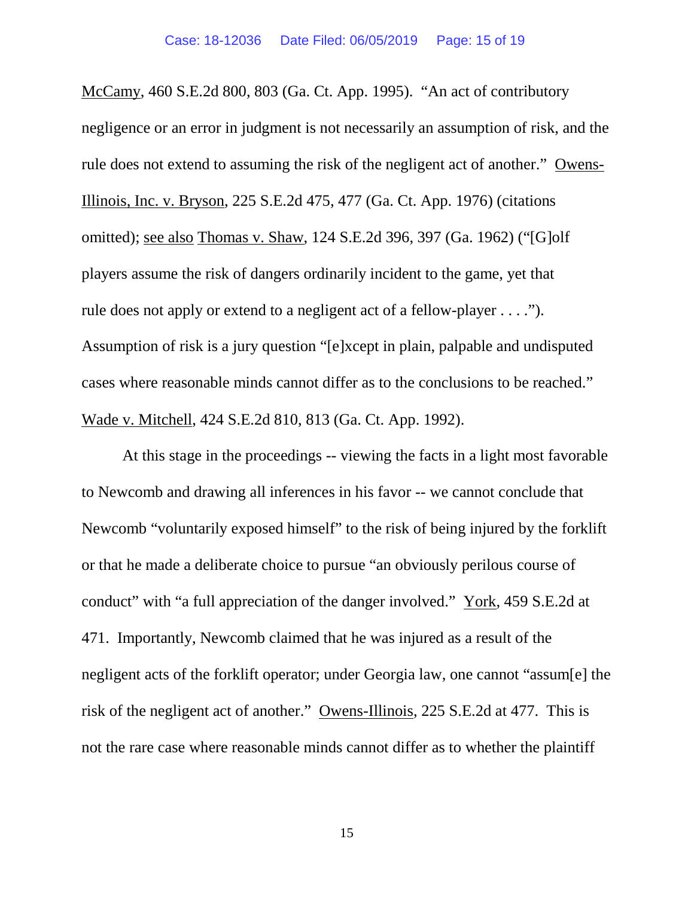McCamy, 460 S.E.2d 800, 803 (Ga. Ct. App. 1995). "An act of contributory negligence or an error in judgment is not necessarily an assumption of risk, and the rule does not extend to assuming the risk of the negligent act of another." Owens-Illinois, Inc. v. Bryson, 225 S.E.2d 475, 477 (Ga. Ct. App. 1976) (citations omitted); see also Thomas v. Shaw, 124 S.E.2d 396, 397 (Ga. 1962) ("[G]olf players assume the risk of dangers ordinarily incident to the game, yet that rule does not apply or extend to a negligent act of a fellow-player . . . ."). Assumption of risk is a jury question "[e]xcept in plain, palpable and undisputed cases where reasonable minds cannot differ as to the conclusions to be reached." Wade v. Mitchell, 424 S.E.2d 810, 813 (Ga. Ct. App. 1992).

At this stage in the proceedings -- viewing the facts in a light most favorable to Newcomb and drawing all inferences in his favor -- we cannot conclude that Newcomb "voluntarily exposed himself" to the risk of being injured by the forklift or that he made a deliberate choice to pursue "an obviously perilous course of conduct" with "a full appreciation of the danger involved." York, 459 S.E.2d at 471. Importantly, Newcomb claimed that he was injured as a result of the negligent acts of the forklift operator; under Georgia law, one cannot "assum[e] the risk of the negligent act of another." Owens-Illinois, 225 S.E.2d at 477. This is not the rare case where reasonable minds cannot differ as to whether the plaintiff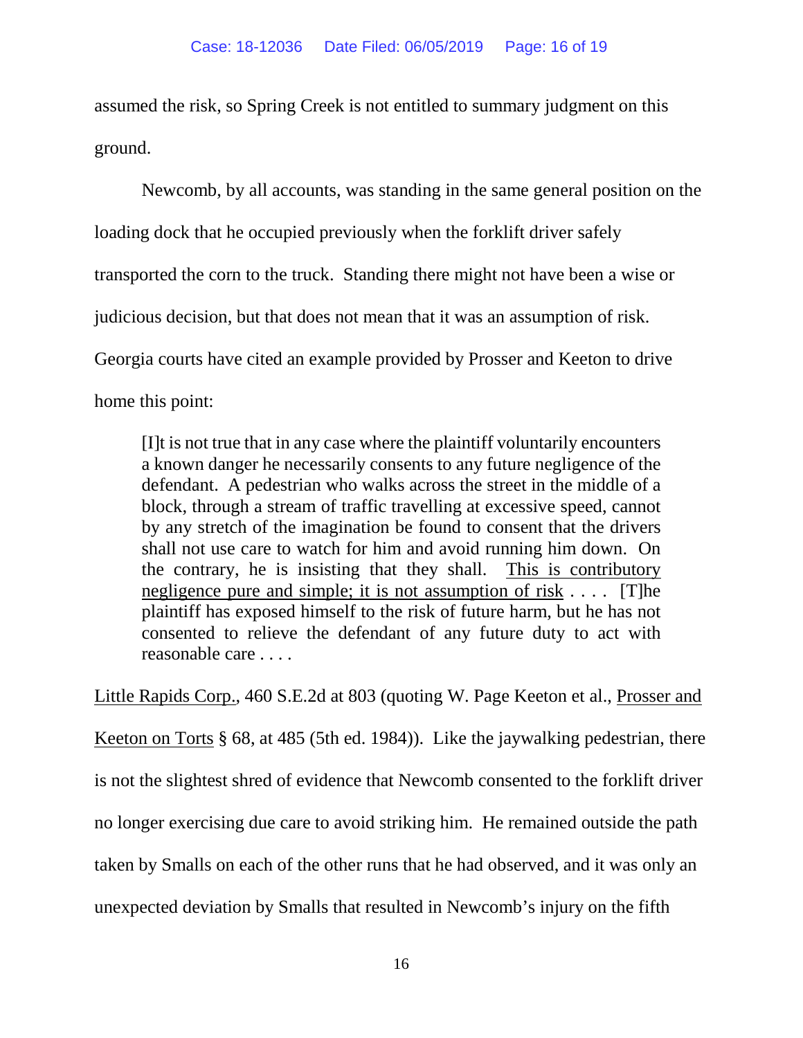assumed the risk, so Spring Creek is not entitled to summary judgment on this ground.

Newcomb, by all accounts, was standing in the same general position on the loading dock that he occupied previously when the forklift driver safely transported the corn to the truck. Standing there might not have been a wise or judicious decision, but that does not mean that it was an assumption of risk. Georgia courts have cited an example provided by Prosser and Keeton to drive home this point:

> [I]t is not true that in any case where the plaintiff voluntarily encounters a known danger he necessarily consents to any future negligence of the defendant. A pedestrian who walks across the street in the middle of a block, through a stream of traffic travelling at excessive speed, cannot by any stretch of the imagination be found to consent that the drivers shall not use care to watch for him and avoid running him down. On the contrary, he is insisting that they shall. This is contributory negligence pure and simple; it is not assumption of risk . . . . [T]he plaintiff has exposed himself to the risk of future harm, but he has not consented to relieve the defendant of any future duty to act with reasonable care . . . .

Little Rapids Corp., 460 S.E.2d at 803 (quoting W. Page Keeton et al., Prosser and Keeton on Torts § 68, at 485 (5th ed. 1984)). Like the jaywalking pedestrian, there is not the slightest shred of evidence that Newcomb consented to the forklift driver no longer exercising due care to avoid striking him. He remained outside the path taken by Smalls on each of the other runs that he had observed, and it was only an unexpected deviation by Smalls that resulted in Newcomb's injury on the fifth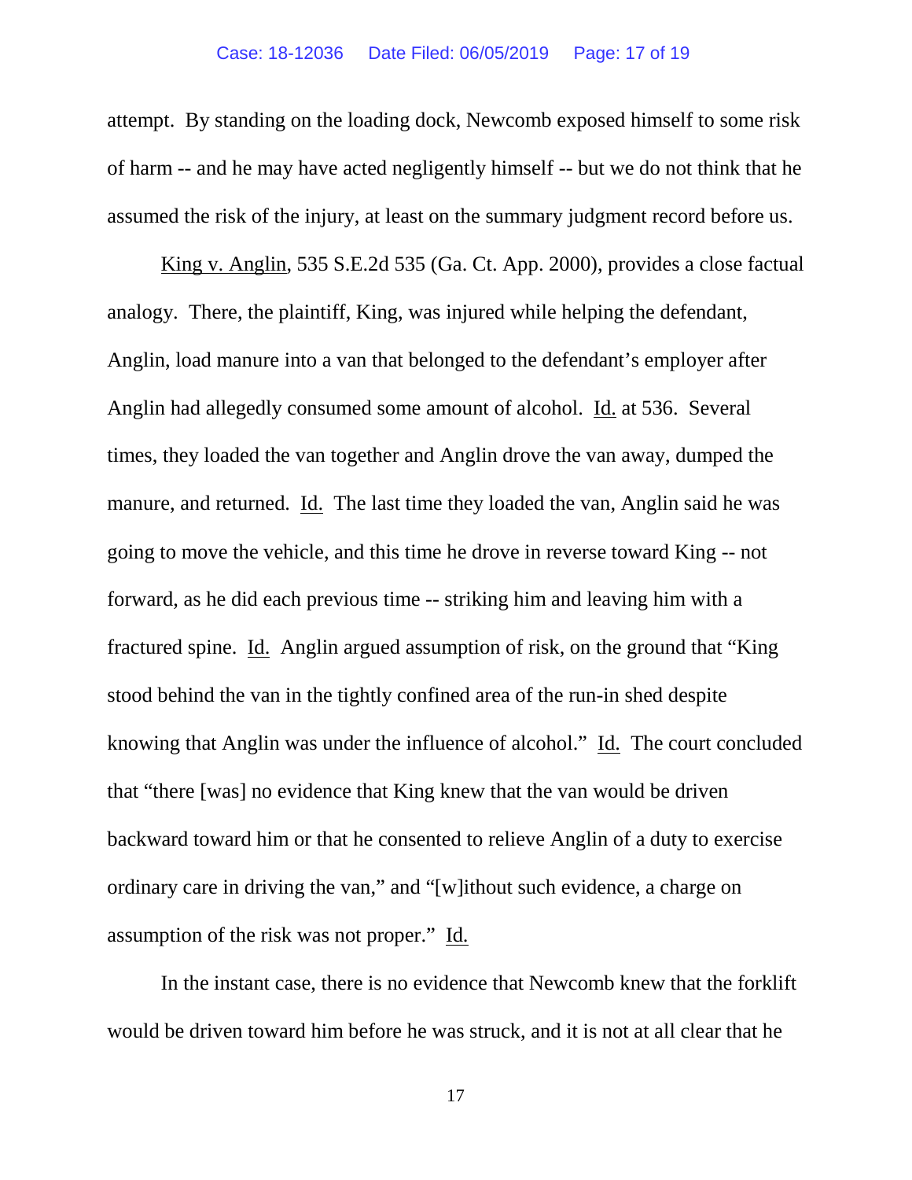attempt. By standing on the loading dock, Newcomb exposed himself to some risk of harm -- and he may have acted negligently himself -- but we do not think that he assumed the risk of the injury, at least on the summary judgment record before us.

King v. Anglin, 535 S.E.2d 535 (Ga. Ct. App. 2000), provides a close factual analogy. There, the plaintiff, King, was injured while helping the defendant, Anglin, load manure into a van that belonged to the defendant's employer after Anglin had allegedly consumed some amount of alcohol. Id. at 536. Several times, they loaded the van together and Anglin drove the van away, dumped the manure, and returned. Id. The last time they loaded the van, Anglin said he was going to move the vehicle, and this time he drove in reverse toward King -- not forward, as he did each previous time -- striking him and leaving him with a fractured spine. Id. Anglin argued assumption of risk, on the ground that "King stood behind the van in the tightly confined area of the run-in shed despite knowing that Anglin was under the influence of alcohol." Id. The court concluded that "there [was] no evidence that King knew that the van would be driven backward toward him or that he consented to relieve Anglin of a duty to exercise ordinary care in driving the van," and "[w]ithout such evidence, a charge on assumption of the risk was not proper." Id.

In the instant case, there is no evidence that Newcomb knew that the forklift would be driven toward him before he was struck, and it is not at all clear that he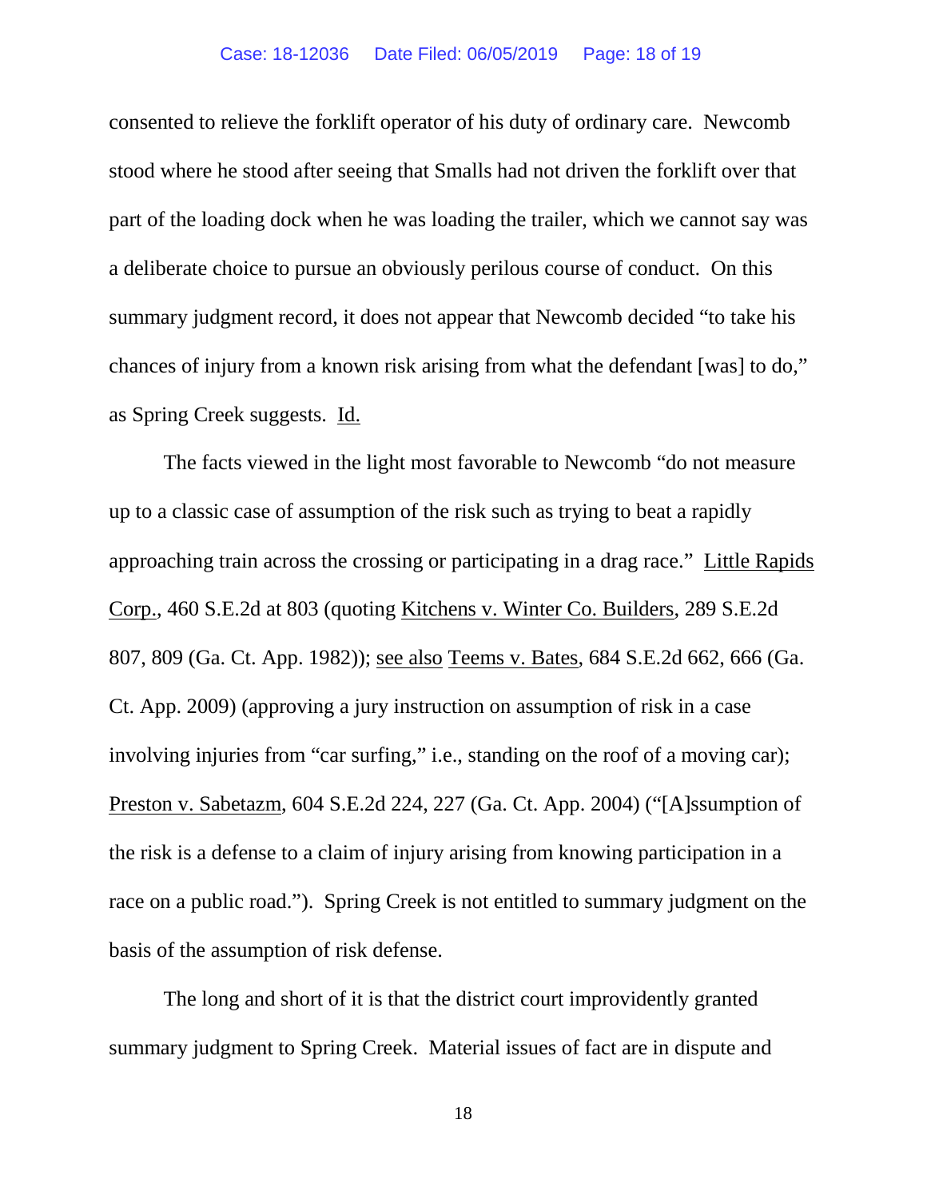consented to relieve the forklift operator of his duty of ordinary care. Newcomb stood where he stood after seeing that Smalls had not driven the forklift over that part of the loading dock when he was loading the trailer, which we cannot say was a deliberate choice to pursue an obviously perilous course of conduct. On this summary judgment record, it does not appear that Newcomb decided "to take his chances of injury from a known risk arising from what the defendant [was] to do," as Spring Creek suggests. Id.

The facts viewed in the light most favorable to Newcomb "do not measure up to a classic case of assumption of the risk such as trying to beat a rapidly approaching train across the crossing or participating in a drag race." Little Rapids Corp., 460 S.E.2d at 803 (quoting Kitchens v. Winter Co. Builders, 289 S.E.2d 807, 809 (Ga. Ct. App. 1982)); see also Teems v. Bates, 684 S.E.2d 662, 666 (Ga. Ct. App. 2009) (approving a jury instruction on assumption of risk in a case involving injuries from "car surfing," i.e., standing on the roof of a moving car); Preston v. Sabetazm, 604 S.E.2d 224, 227 (Ga. Ct. App. 2004) ("[A]ssumption of the risk is a defense to a claim of injury arising from knowing participation in a race on a public road."). Spring Creek is not entitled to summary judgment on the basis of the assumption of risk defense.

The long and short of it is that the district court improvidently granted summary judgment to Spring Creek. Material issues of fact are in dispute and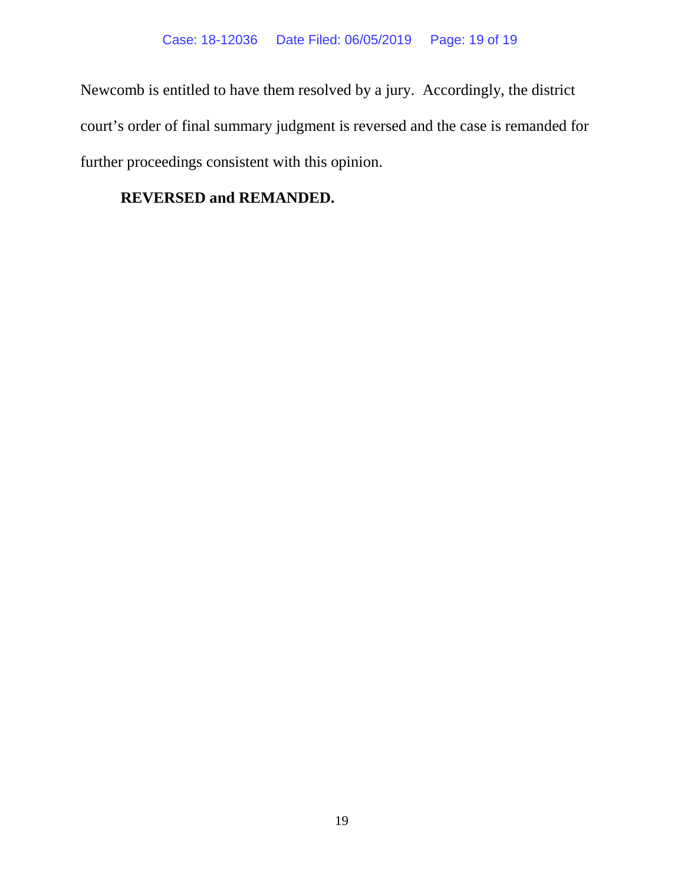Newcomb is entitled to have them resolved by a jury. Accordingly, the district court's order of final summary judgment is reversed and the case is remanded for further proceedings consistent with this opinion.

**REVERSED and REMANDED.**